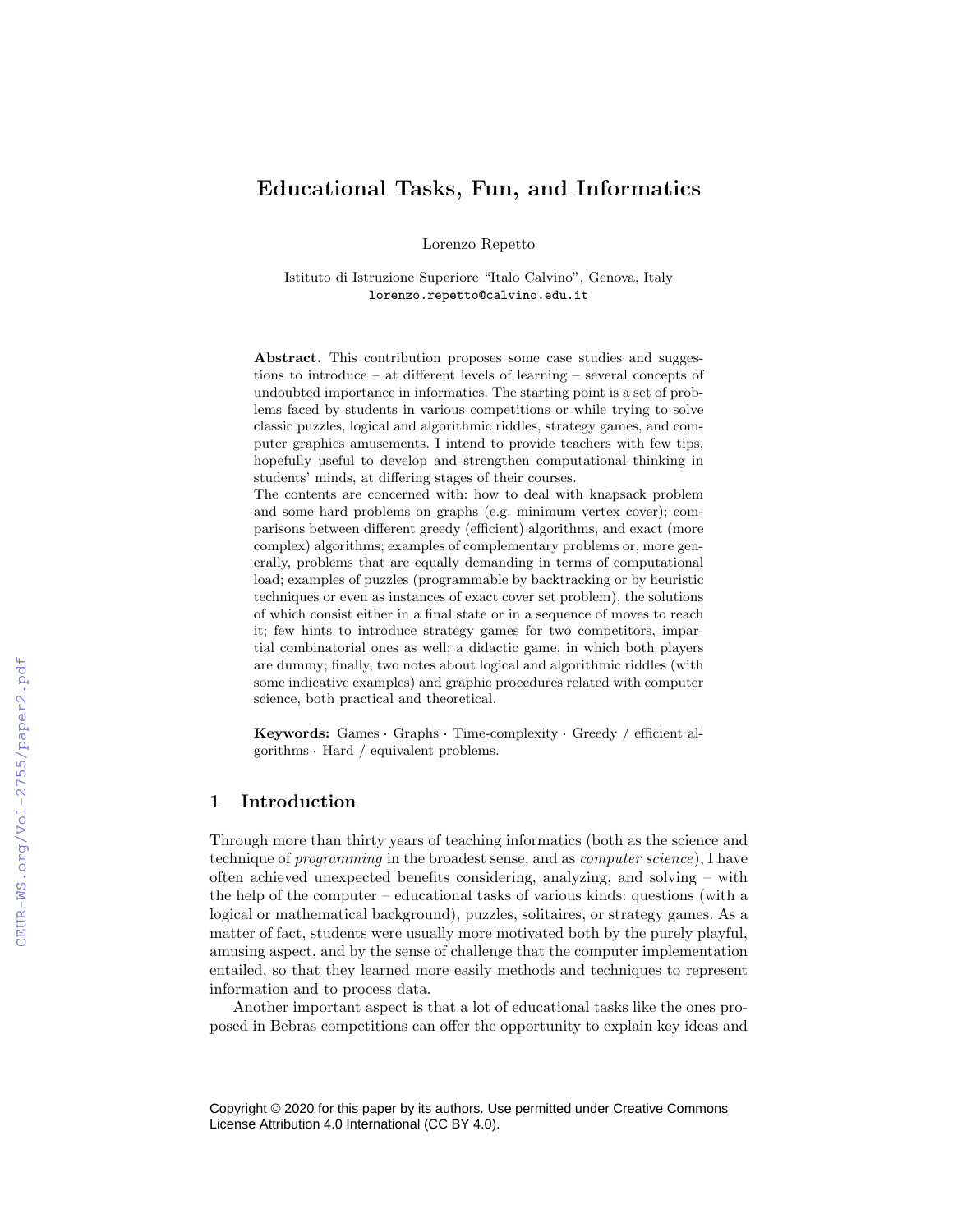# Educational Tasks, Fun, and Informatics

Lorenzo Repetto

Istituto di Istruzione Superiore "Italo Calvino", Genova, Italy
lorenzo.repetto@calvino.edu.it

**Abstract.** This contribution proposes some case studies and suggestions to introduce – at different levels of learning – several concepts of undoubted importance in informatics. The starting point is a set of problems faced by students in various competitions or while trying to solve classic puzzles, logical and algorithmic riddles, strategy games, and computer graphics amusements. I intend to provide teachers with few tips, hopefully useful to develop and strengthen computational thinking in students' minds, at differing stages of their courses.
The contents are concerned with: how to deal with knapsack problem and some hard problems on graphs (e.g. minimum vertex cover); comparisons between different greedy (efficient) algorithms, and exact (more complex) algorithms; examples of complementary problems or, more generally, problems that are equally demanding in terms of computational load; examples of puzzles (programmable by backtracking or by heuristic techniques or even as instances of exact cover set problem), the solutions of which consist either in a final state or in a sequence of moves to reach it; few hints to introduce strategy games for two competitors, impartial combinatorial ones as well; a didactic game, in which both players are dummy; finally, two notes about logical and algorithmic riddles (with some indicative examples) and graphic procedures related with computer science, both practical and theoretical.

**Keywords:** Games · Graphs · Time-complexity · Greedy / efficient algorithms · Hard / equivalent problems.

## 1 Introduction

Through more than thirty years of teaching informatics (both as the science and technique of *programming* in the broadest sense, and as *computer science*), I have often achieved unexpected benefits considering, analyzing, and solving – with the help of the computer – educational tasks of various kinds: questions (with a logical or mathematical background), puzzles, solitaires, or strategy games. As a matter of fact, students were usually more motivated both by the purely playful, amusing aspect, and by the sense of challenge that the computer implementation entailed, so that they learned more easily methods and techniques to represent information and to process data.

Another important aspect is that a lot of educational tasks like the ones proposed in Bebras competitions can offer the opportunity to explain key ideas and

Copyright © 2020 for this paper by its authors. Use permitted under Creative Commons License Attribution 4.0 International (CC BY 4.0).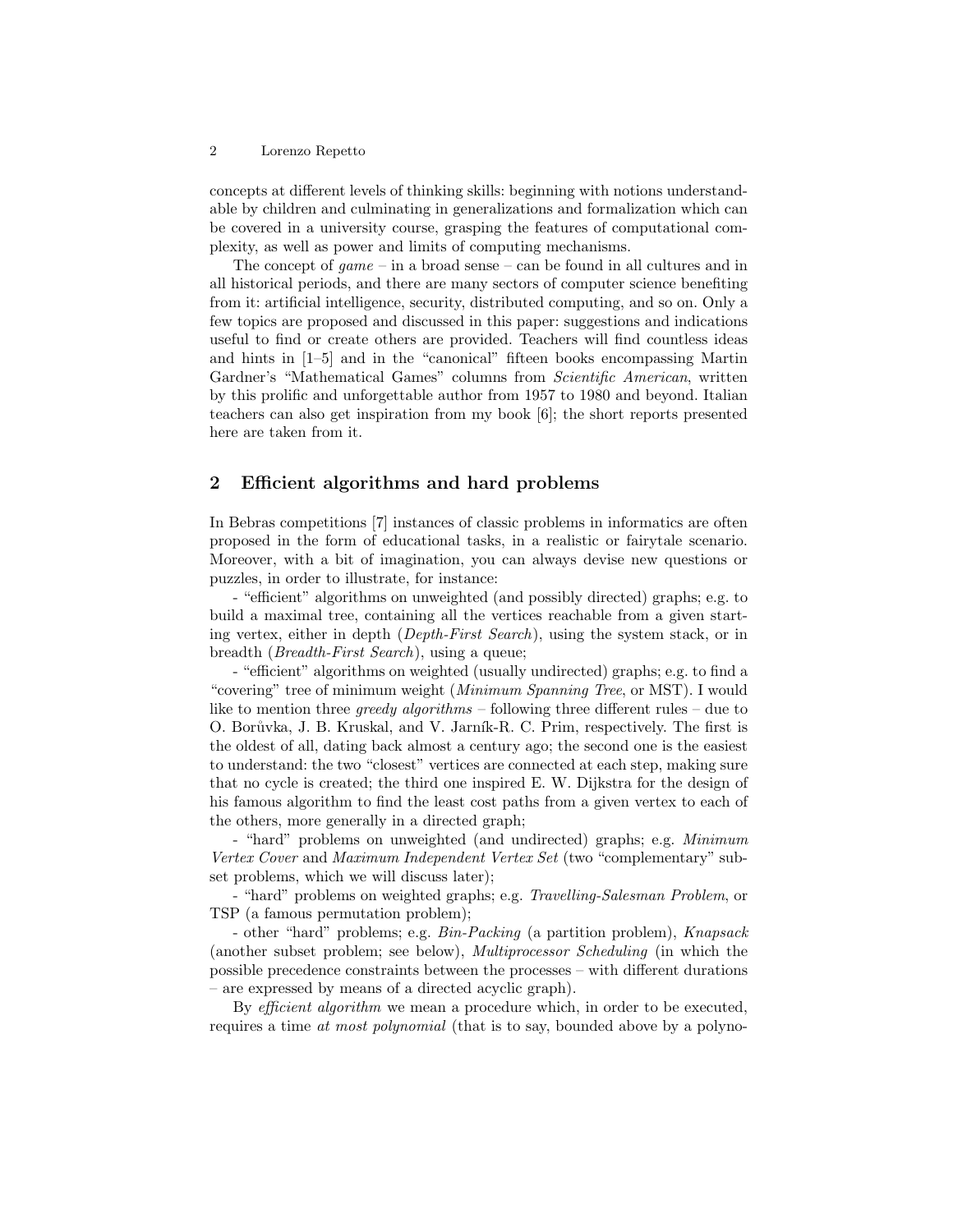concepts at different levels of thinking skills: beginning with notions understandable by children and culminating in generalizations and formalization which can be covered in a university course, grasping the features of computational complexity, as well as power and limits of computing mechanisms.

The concept of *game* – in a broad sense – can be found in all cultures and in all historical periods, and there are many sectors of computer science benefiting from it: artificial intelligence, security, distributed computing, and so on. Only a few topics are proposed and discussed in this paper: suggestions and indications useful to find or create others are provided. Teachers will find countless ideas and hints in [1–5] and in the "canonical" fifteen books encompassing Martin Gardner's "Mathematical Games" columns from *Scientific American*, written by this prolific and unforgettable author from 1957 to 1980 and beyond. Italian teachers can also get inspiration from my book [6]; the short reports presented here are taken from it.

## 2 Efficient algorithms and hard problems

In Bebras competitions [7] instances of classic problems in informatics are often proposed in the form of educational tasks, in a realistic or fairytale scenario. Moreover, with a bit of imagination, you can always devise new questions or puzzles, in order to illustrate, for instance:

- "efficient" algorithms on unweighted (and possibly directed) graphs; e.g. to build a maximal tree, containing all the vertices reachable from a given starting vertex, either in depth (*Depth-First Search*), using the system stack, or in breadth (*Breadth-First Search*), using a queue;

- "efficient" algorithms on weighted (usually undirected) graphs; e.g. to find a "covering" tree of minimum weight (*Minimum Spanning Tree*, or MST). I would like to mention three *greedy algorithms* – following three different rules – due to O. Borůvka, J. B. Kruskal, and V. Jarník-R. C. Prim, respectively. The first is the oldest of all, dating back almost a century ago; the second one is the easiest to understand: the two "closest" vertices are connected at each step, making sure that no cycle is created; the third one inspired E. W. Dijkstra for the design of his famous algorithm to find the least cost paths from a given vertex to each of the others, more generally in a directed graph;

- "hard" problems on unweighted (and undirected) graphs; e.g. *Minimum Vertex Cover* and *Maximum Independent Vertex Set* (two "complementary" subset problems, which we will discuss later);

- "hard" problems on weighted graphs; e.g. *Travelling-Salesman Problem*, or TSP (a famous permutation problem);

- other "hard" problems; e.g. *Bin-Packing* (a partition problem), *Knapsack* (another subset problem; see below), *Multiprocessor Scheduling* (in which the possible precedence constraints between the processes – with different durations – are expressed by means of a directed acyclic graph).

By *efficient algorithm* we mean a procedure which, in order to be executed, requires a time *at most polynomial* (that is to say, bounded above by a polyno-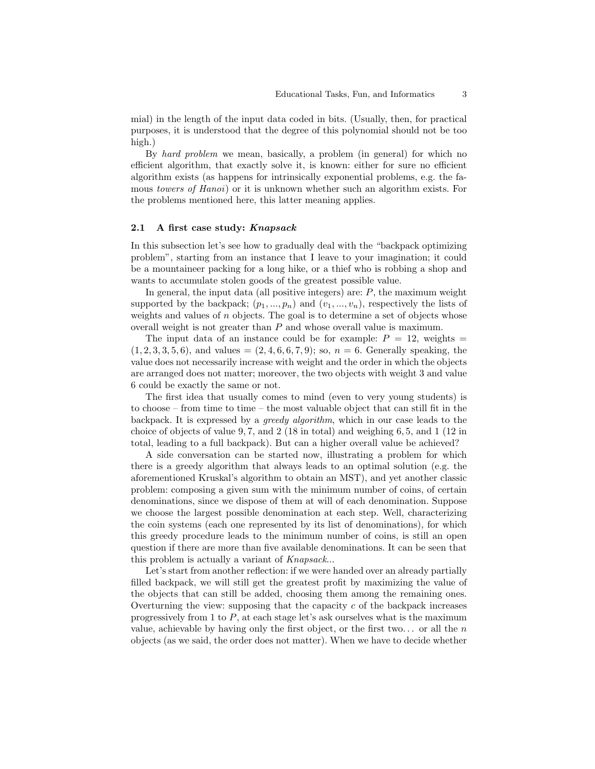mial) in the length of the input data coded in bits. (Usually, then, for practical purposes, it is understood that the degree of this polynomial should not be too high.)

By *hard problem* we mean, basically, a problem (in general) for which no efficient algorithm, that exactly solve it, is known: either for sure no efficient algorithm exists (as happens for intrinsically exponential problems, e.g. the famous *towers of Hanoi*) or it is unknown whether such an algorithm exists. For the problems mentioned here, this latter meaning applies.

### 2.1 A first case study: *Knapsack*

In this subsection let's see how to gradually deal with the "backpack optimizing problem", starting from an instance that I leave to your imagination; it could be a mountaineer packing for a long hike, or a thief who is robbing a shop and wants to accumulate stolen goods of the greatest possible value.

In general, the input data (all positive integers) are: $P$, the maximum weight supported by the backpack; $(p_1, ..., p_n)$ and $(v_1, ..., v_n)$, respectively the lists of weights and values of $n$ objects. The goal is to determine a set of objects whose overall weight is not greater than $P$ and whose overall value is maximum.

The input data of an instance could be for example: $P = 12$, weights $=$ $(1, 2, 3, 3, 5, 6)$, and values $= (2, 4, 6, 6, 7, 9)$; so, $n = 6$. Generally speaking, the value does not necessarily increase with weight and the order in which the objects are arranged does not matter; moreover, the two objects with weight 3 and value 6 could be exactly the same or not.

The first idea that usually comes to mind (even to very young students) is to choose – from time to time – the most valuable object that can still fit in the backpack. It is expressed by a *greedy algorithm*, which in our case leads to the choice of objects of value $9, 7$, and $2$ (18 in total) and weighing $6, 5$, and $1$ (12 in total, leading to a full backpack). But can a higher overall value be achieved?

A side conversation can be started now, illustrating a problem for which there is a greedy algorithm that always leads to an optimal solution (e.g. the aforementioned Kruskal's algorithm to obtain an MST), and yet another classic problem: composing a given sum with the minimum number of coins, of certain denominations, since we dispose of them at will of each denomination. Suppose we choose the largest possible denomination at each step. Well, characterizing the coin systems (each one represented by its list of denominations), for which this greedy procedure leads to the minimum number of coins, is still an open question if there are more than five available denominations. It can be seen that this problem is actually a variant of *Knapsack*...

Let's start from another reflection: if we were handed over an already partially filled backpack, we will still get the greatest profit by maximizing the value of the objects that can still be added, choosing them among the remaining ones. Overturning the view: supposing that the capacity $c$ of the backpack increases progressively from 1 to $P$, at each stage let's ask ourselves what is the maximum value, achievable by having only the first object, or the first two... or all the $n$ objects (as we said, the order does not matter). When we have to decide whether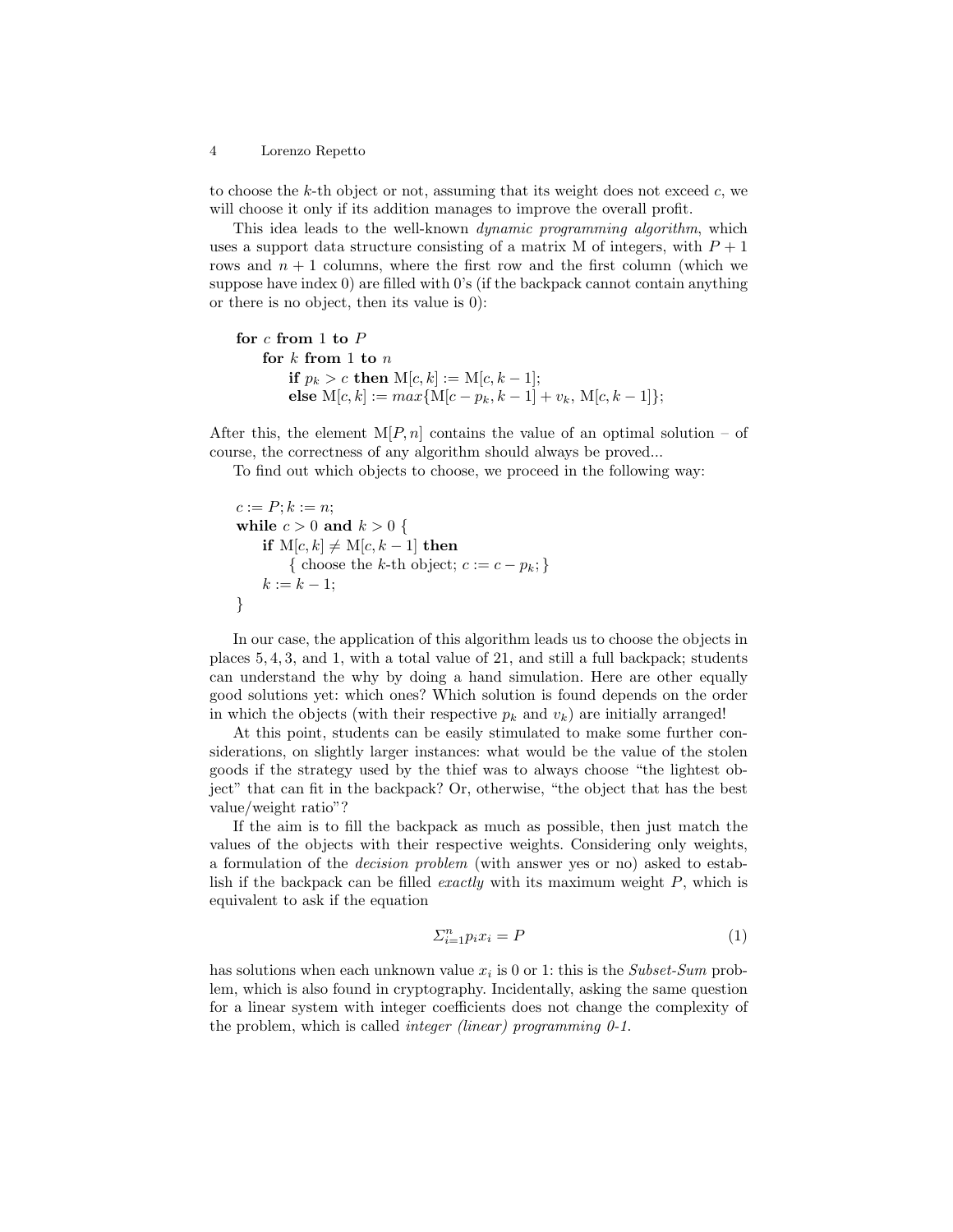to choose the $k$-th object or not, assuming that its weight does not exceed $c$, we will choose it only if its addition manages to improve the overall profit.

This idea leads to the well-known *dynamic programming algorithm*, which uses a support data structure consisting of a matrix M of integers, with $P + 1$ rows and $n + 1$ columns, where the first row and the first column (which we suppose have index 0) are filled with 0's (if the backpack cannot contain anything or there is no object, then its value is 0):

```
for c from 1 to P
    for k from 1 to n
        if p_k > c then M[c, k] := M[c, k − 1];
        else M[c, k] := max{M[c − p_k, k − 1] + v_k, M[c, k − 1]};
```

After this, the element $\mathrm{M}[P, n]$ contains the value of an optimal solution – of course, the correctness of any algorithm should always be proved...

To find out which objects to choose, we proceed in the following way:

```
c := P; k := n;
while c > 0 and k > 0 {
    if M[c, k] ≠ M[c, k − 1] then
        { choose the k-th object; c := c − p_k; }
    k := k − 1;
}
```

In our case, the application of this algorithm leads us to choose the objects in places $5, 4, 3$, and $1$, with a total value of 21, and still a full backpack; students can understand the why by doing a hand simulation. Here are other equally good solutions yet: which ones? Which solution is found depends on the order in which the objects (with their respective $p_k$ and $v_k$) are initially arranged!

At this point, students can be easily stimulated to make some further considerations, on slightly larger instances: what would be the value of the stolen goods if the strategy used by the thief was to always choose "the lightest object" that can fit in the backpack? Or, otherwise, "the object that has the best value/weight ratio"?

If the aim is to fill the backpack as much as possible, then just match the values of the objects with their respective weights. Considering only weights, a formulation of the *decision problem* (with answer yes or no) asked to establish if the backpack can be filled *exactly* with its maximum weight $P$, which is equivalent to ask if the equation

$$\Sigma_{i=1}^{n} p_i x_i = P \tag{1}$$

has solutions when each unknown value $x_i$ is 0 or 1: this is the *Subset-Sum* problem, which is also found in cryptography. Incidentally, asking the same question for a linear system with integer coefficients does not change the complexity of the problem, which is called *integer (linear) programming 0-1*.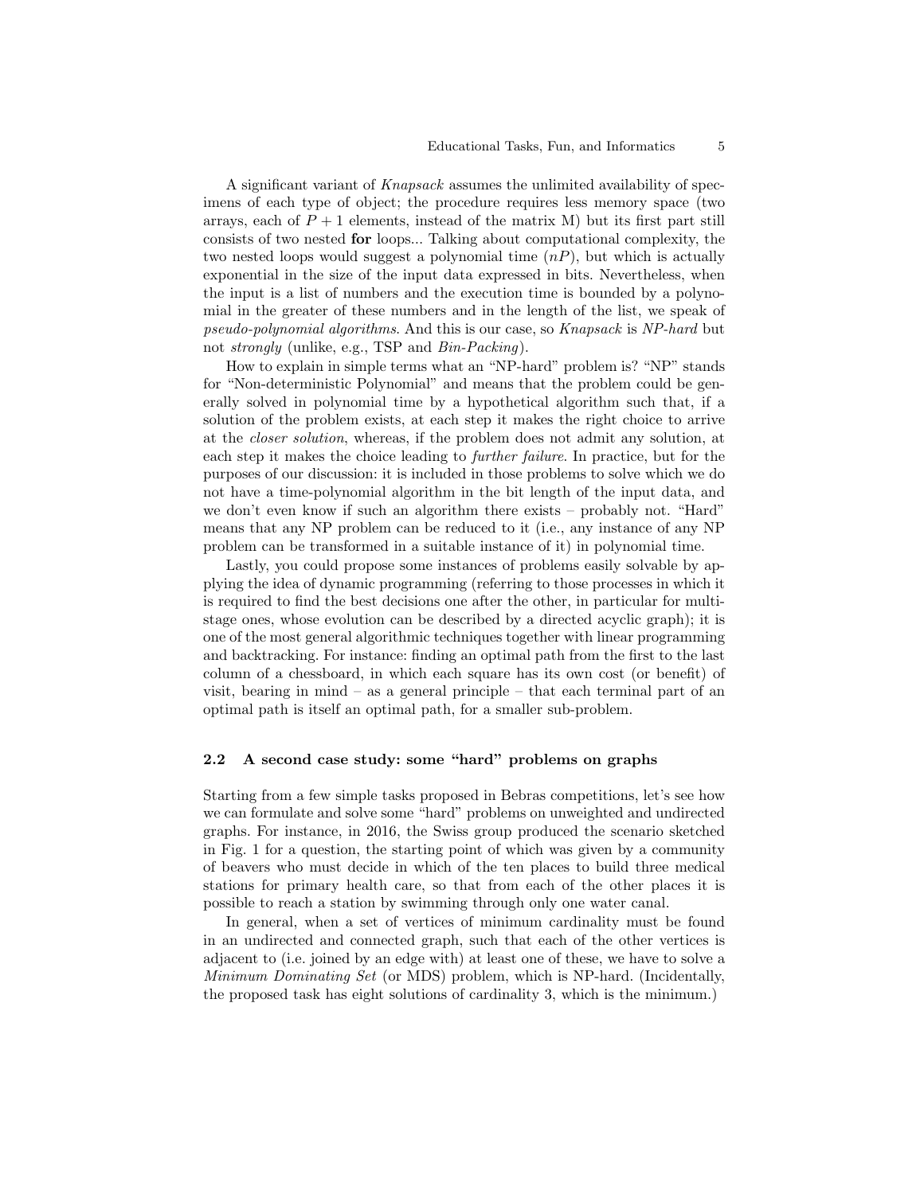A significant variant of *Knapsack* assumes the unlimited availability of specimens of each type of object; the procedure requires less memory space (two arrays, each of $P + 1$ elements, instead of the matrix M) but its first part still consists of two nested **for** loops... Talking about computational complexity, the two nested loops would suggest a polynomial time ($nP$), but which is actually exponential in the size of the input data expressed in bits. Nevertheless, when the input is a list of numbers and the execution time is bounded by a polynomial in the greater of these numbers and in the length of the list, we speak of *pseudo-polynomial algorithms*. And this is our case, so *Knapsack* is *NP-hard* but not *strongly* (unlike, e.g., TSP and *Bin-Packing*).

How to explain in simple terms what an "NP-hard" problem is? "NP" stands for "Non-deterministic Polynomial" and means that the problem could be generally solved in polynomial time by a hypothetical algorithm such that, if a solution of the problem exists, at each step it makes the right choice to arrive at the *closer solution*, whereas, if the problem does not admit any solution, at each step it makes the choice leading to *further failure*. In practice, but for the purposes of our discussion: it is included in those problems to solve which we do not have a time-polynomial algorithm in the bit length of the input data, and we don't even know if such an algorithm there exists – probably not. "Hard" means that any NP problem can be reduced to it (i.e., any instance of any NP problem can be transformed in a suitable instance of it) in polynomial time.

Lastly, you could propose some instances of problems easily solvable by applying the idea of dynamic programming (referring to those processes in which it is required to find the best decisions one after the other, in particular for multistage ones, whose evolution can be described by a directed acyclic graph); it is one of the most general algorithmic techniques together with linear programming and backtracking. For instance: finding an optimal path from the first to the last column of a chessboard, in which each square has its own cost (or benefit) of visit, bearing in mind – as a general principle – that each terminal part of an optimal path is itself an optimal path, for a smaller sub-problem.

### 2.2 A second case study: some "hard" problems on graphs

Starting from a few simple tasks proposed in Bebras competitions, let's see how we can formulate and solve some "hard" problems on unweighted and undirected graphs. For instance, in 2016, the Swiss group produced the scenario sketched in Fig. 1 for a question, the starting point of which was given by a community of beavers who must decide in which of the ten places to build three medical stations for primary health care, so that from each of the other places it is possible to reach a station by swimming through only one water canal.

In general, when a set of vertices of minimum cardinality must be found in an undirected and connected graph, such that each of the other vertices is adjacent to (i.e. joined by an edge with) at least one of these, we have to solve a *Minimum Dominating Set* (or MDS) problem, which is NP-hard. (Incidentally, the proposed task has eight solutions of cardinality 3, which is the minimum.)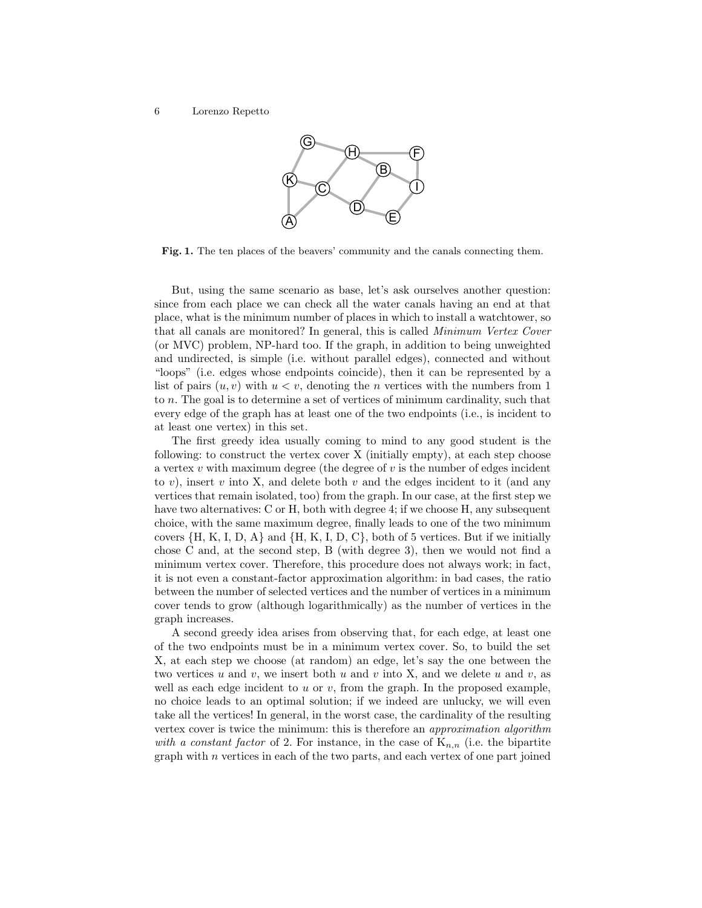**Fig. 1.** The ten places of the beavers' community and the canals connecting them.

But, using the same scenario as base, let's ask ourselves another question: since from each place we can check all the water canals having an end at that place, what is the minimum number of places in which to install a watchtower, so that all canals are monitored? In general, this is called *Minimum Vertex Cover* (or MVC) problem, NP-hard too. If the graph, in addition to being unweighted and undirected, is simple (i.e. without parallel edges), connected and without "loops" (i.e. edges whose endpoints coincide), then it can be represented by a list of pairs $(u, v)$ with $u < v$, denoting the $n$ vertices with the numbers from 1 to $n$. The goal is to determine a set of vertices of minimum cardinality, such that every edge of the graph has at least one of the two endpoints (i.e., is incident to at least one vertex) in this set.

The first greedy idea usually coming to mind to any good student is the following: to construct the vertex cover X (initially empty), at each step choose a vertex $v$ with maximum degree (the degree of $v$ is the number of edges incident to $v$), insert $v$ into X, and delete both $v$ and the edges incident to it (and any vertices that remain isolated, too) from the graph. In our case, at the first step we have two alternatives: C or H, both with degree 4; if we choose H, any subsequent choice, with the same maximum degree, finally leads to one of the two minimum covers {H, K, I, D, A} and {H, K, I, D, C}, both of 5 vertices. But if we initially chose C and, at the second step, B (with degree 3), then we would not find a minimum vertex cover. Therefore, this procedure does not always work; in fact, it is not even a constant-factor approximation algorithm: in bad cases, the ratio between the number of selected vertices and the number of vertices in a minimum cover tends to grow (although logarithmically) as the number of vertices in the graph increases.

A second greedy idea arises from observing that, for each edge, at least one of the two endpoints must be in a minimum vertex cover. So, to build the set X, at each step we choose (at random) an edge, let's say the one between the two vertices $u$ and $v$, we insert both $u$ and $v$ into X, and we delete $u$ and $v$, as well as each edge incident to $u$ or $v$, from the graph. In the proposed example, no choice leads to an optimal solution; if we indeed are unlucky, we will even take all the vertices! In general, in the worst case, the cardinality of the resulting vertex cover is twice the minimum: this is therefore an *approximation algorithm with a constant factor* of 2. For instance, in the case of $K_{n,n}$ (i.e. the bipartite graph with $n$ vertices in each of the two parts, and each vertex of one part joined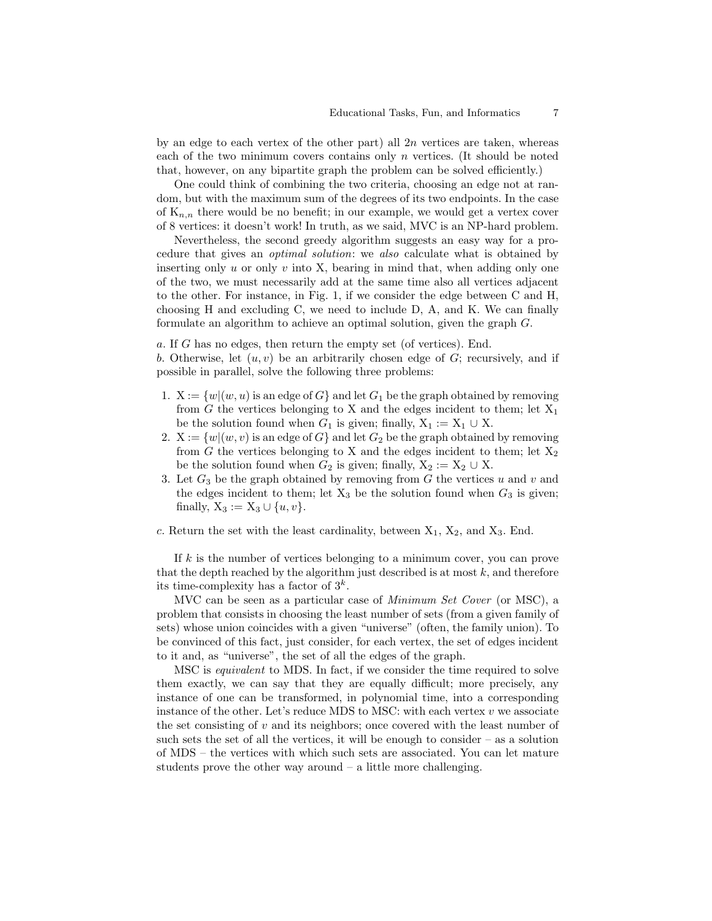by an edge to each vertex of the other part) all $2n$ vertices are taken, whereas each of the two minimum covers contains only $n$ vertices. (It should be noted that, however, on any bipartite graph the problem can be solved efficiently.)

One could think of combining the two criteria, choosing an edge not at random, but with the maximum sum of the degrees of its two endpoints. In the case of $K_{n,n}$ there would be no benefit; in our example, we would get a vertex cover of 8 vertices: it doesn't work! In truth, as we said, MVC is an NP-hard problem.

Nevertheless, the second greedy algorithm suggests an easy way for a procedure that gives an *optimal solution*: we *also* calculate what is obtained by inserting only $u$ or only $v$ into X, bearing in mind that, when adding only one of the two, we must necessarily add at the same time also all vertices adjacent to the other. For instance, in Fig. 1, if we consider the edge between C and H, choosing H and excluding C, we need to include D, A, and K. We can finally formulate an algorithm to achieve an optimal solution, given the graph $G$.

*a.* If $G$ has no edges, then return the empty set (of vertices). End.

*b.* Otherwise, let $(u, v)$ be an arbitrarily chosen edge of $G$; recursively, and if possible in parallel, solve the following three problems:

1. $X := \{w | (w, u) \text{ is an edge of } G\}$ and let $G_1$ be the graph obtained by removing from $G$ the vertices belonging to X and the edges incident to them; let $X_1$ be the solution found when $G_1$ is given; finally, $X_1 := X_1 \cup X$.
2. $X := \{w | (w, v) \text{ is an edge of } G\}$ and let $G_2$ be the graph obtained by removing from $G$ the vertices belonging to X and the edges incident to them; let $X_2$ be the solution found when $G_2$ is given; finally, $X_2 := X_2 \cup X$.
3. Let $G_3$ be the graph obtained by removing from $G$ the vertices $u$ and $v$ and the edges incident to them; let $X_3$ be the solution found when $G_3$ is given; finally, $X_3 := X_3 \cup \{u, v\}$.

*c.* Return the set with the least cardinality, between $X_1$, $X_2$, and $X_3$. End.

If $k$ is the number of vertices belonging to a minimum cover, you can prove that the depth reached by the algorithm just described is at most $k$, and therefore its time-complexity has a factor of $3^k$.

MVC can be seen as a particular case of *Minimum Set Cover* (or MSC), a problem that consists in choosing the least number of sets (from a given family of sets) whose union coincides with a given "universe" (often, the family union). To be convinced of this fact, just consider, for each vertex, the set of edges incident to it and, as "universe", the set of all the edges of the graph.

MSC is *equivalent* to MDS. In fact, if we consider the time required to solve them exactly, we can say that they are equally difficult; more precisely, any instance of one can be transformed, in polynomial time, into a corresponding instance of the other. Let's reduce MDS to MSC: with each vertex $v$ we associate the set consisting of $v$ and its neighbors; once covered with the least number of such sets the set of all the vertices, it will be enough to consider – as a solution of MDS – the vertices with which such sets are associated. You can let mature students prove the other way around – a little more challenging.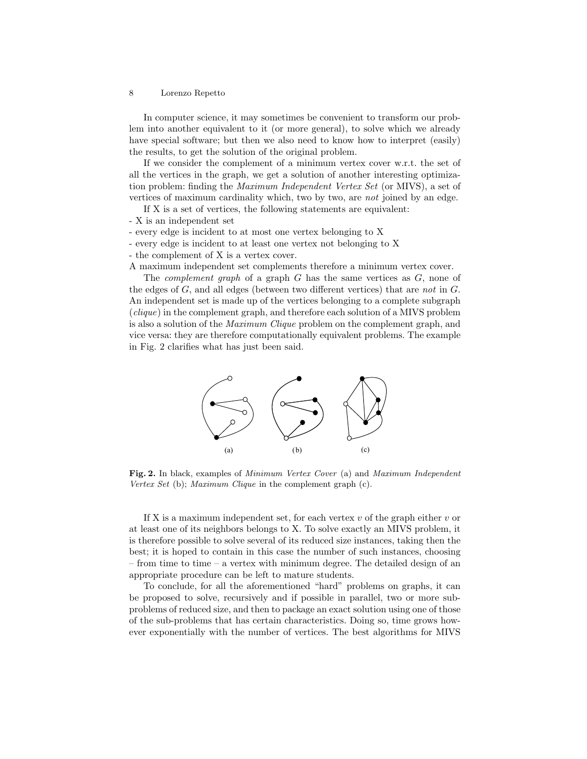In computer science, it may sometimes be convenient to transform our problem into another equivalent to it (or more general), to solve which we already have special software; but then we also need to know how to interpret (easily) the results, to get the solution of the original problem.

If we consider the complement of a minimum vertex cover w.r.t. the set of all the vertices in the graph, we get a solution of another interesting optimization problem: finding the *Maximum Independent Vertex Set* (or MIVS), a set of vertices of maximum cardinality which, two by two, are *not* joined by an edge.

If X is a set of vertices, the following statements are equivalent:
- X is an independent set
- every edge is incident to at most one vertex belonging to X
- every edge is incident to at least one vertex not belonging to X
- the complement of X is a vertex cover.

A maximum independent set complements therefore a minimum vertex cover.

The *complement graph* of a graph $G$ has the same vertices as $G$, none of the edges of $G$, and all edges (between two different vertices) that are *not* in $G$. An independent set is made up of the vertices belonging to a complete subgraph (*clique*) in the complement graph, and therefore each solution of a MIVS problem is also a solution of the *Maximum Clique* problem on the complement graph, and vice versa: they are therefore computationally equivalent problems. The example in Fig. 2 clarifies what has just been said.

**Fig. 2.** In black, examples of *Minimum Vertex Cover* (a) and *Maximum Independent Vertex Set* (b); *Maximum Clique* in the complement graph (c).

If X is a maximum independent set, for each vertex $v$ of the graph either $v$ or at least one of its neighbors belongs to X. To solve exactly an MIVS problem, it is therefore possible to solve several of its reduced size instances, taking then the best; it is hoped to contain in this case the number of such instances, choosing – from time to time – a vertex with minimum degree. The detailed design of an appropriate procedure can be left to mature students.

To conclude, for all the aforementioned "hard" problems on graphs, it can be proposed to solve, recursively and if possible in parallel, two or more subproblems of reduced size, and then to package an exact solution using one of those of the sub-problems that has certain characteristics. Doing so, time grows however exponentially with the number of vertices. The best algorithms for MIVS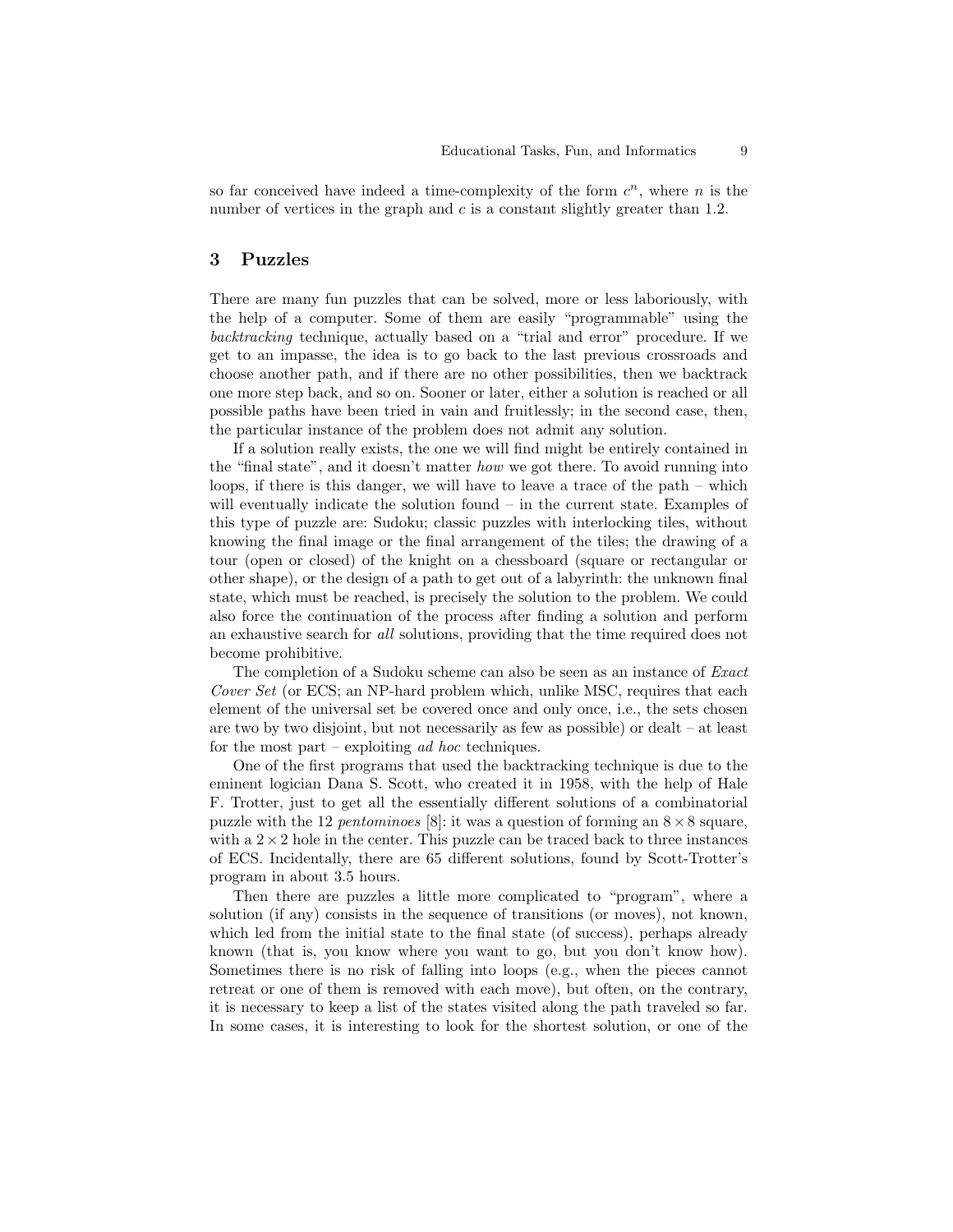so far conceived have indeed a time-complexity of the form $c^n$, where $n$ is the number of vertices in the graph and $c$ is a constant slightly greater than 1.2.

## 3 Puzzles

There are many fun puzzles that can be solved, more or less laboriously, with the help of a computer. Some of them are easily "programmable" using the *backtracking* technique, actually based on a "trial and error" procedure. If we get to an impasse, the idea is to go back to the last previous crossroads and choose another path, and if there are no other possibilities, then we backtrack one more step back, and so on. Sooner or later, either a solution is reached or all possible paths have been tried in vain and fruitlessly; in the second case, then, the particular instance of the problem does not admit any solution.

If a solution really exists, the one we will find might be entirely contained in the "final state", and it doesn't matter *how* we got there. To avoid running into loops, if there is this danger, we will have to leave a trace of the path – which will eventually indicate the solution found – in the current state. Examples of this type of puzzle are: Sudoku; classic puzzles with interlocking tiles, without knowing the final image or the final arrangement of the tiles; the drawing of a tour (open or closed) of the knight on a chessboard (square or rectangular or other shape), or the design of a path to get out of a labyrinth: the unknown final state, which must be reached, is precisely the solution to the problem. We could also force the continuation of the process after finding a solution and perform an exhaustive search for *all* solutions, providing that the time required does not become prohibitive.

The completion of a Sudoku scheme can also be seen as an instance of *Exact Cover Set* (or ECS; an NP-hard problem which, unlike MSC, requires that each element of the universal set be covered once and only once, i.e., the sets chosen are two by two disjoint, but not necessarily as few as possible) or dealt – at least for the most part – exploiting *ad hoc* techniques.

One of the first programs that used the backtracking technique is due to the eminent logician Dana S. Scott, who created it in 1958, with the help of Hale F. Trotter, just to get all the essentially different solutions of a combinatorial puzzle with the 12 *pentominoes* [8]: it was a question of forming an $8 \times 8$ square, with a $2 \times 2$ hole in the center. This puzzle can be traced back to three instances of ECS. Incidentally, there are 65 different solutions, found by Scott-Trotter's program in about 3.5 hours.

Then there are puzzles a little more complicated to "program", where a solution (if any) consists in the sequence of transitions (or moves), not known, which led from the initial state to the final state (of success), perhaps already known (that is, you know where you want to go, but you don't know how). Sometimes there is no risk of falling into loops (e.g., when the pieces cannot retreat or one of them is removed with each move), but often, on the contrary, it is necessary to keep a list of the states visited along the path traveled so far. In some cases, it is interesting to look for the shortest solution, or one of the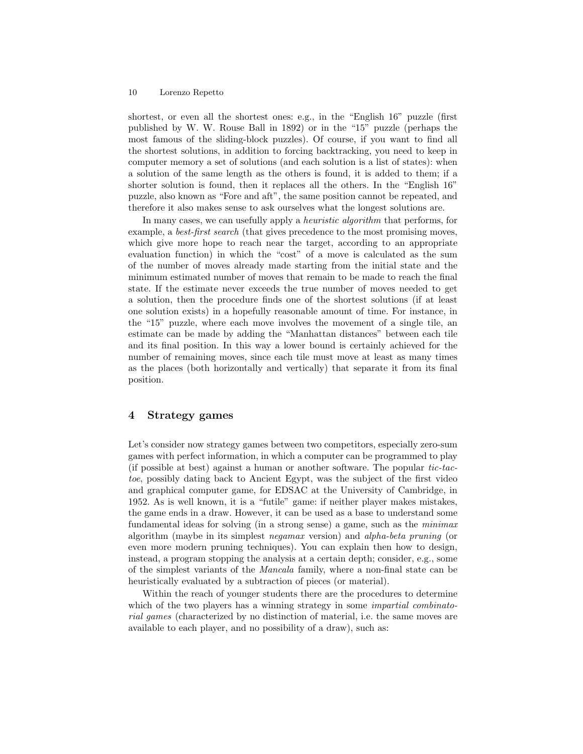shortest, or even all the shortest ones: e.g., in the "English 16" puzzle (first published by W. W. Rouse Ball in 1892) or in the "15" puzzle (perhaps the most famous of the sliding-block puzzles). Of course, if you want to find all the shortest solutions, in addition to forcing backtracking, you need to keep in computer memory a set of solutions (and each solution is a list of states): when a solution of the same length as the others is found, it is added to them; if a shorter solution is found, then it replaces all the others. In the "English 16" puzzle, also known as "Fore and aft", the same position cannot be repeated, and therefore it also makes sense to ask ourselves what the longest solutions are.

In many cases, we can usefully apply a *heuristic algorithm* that performs, for example, a *best-first search* (that gives precedence to the most promising moves, which give more hope to reach near the target, according to an appropriate evaluation function) in which the "cost" of a move is calculated as the sum of the number of moves already made starting from the initial state and the minimum estimated number of moves that remain to be made to reach the final state. If the estimate never exceeds the true number of moves needed to get a solution, then the procedure finds one of the shortest solutions (if at least one solution exists) in a hopefully reasonable amount of time. For instance, in the "15" puzzle, where each move involves the movement of a single tile, an estimate can be made by adding the "Manhattan distances" between each tile and its final position. In this way a lower bound is certainly achieved for the number of remaining moves, since each tile must move at least as many times as the places (both horizontally and vertically) that separate it from its final position.

## 4 Strategy games

Let's consider now strategy games between two competitors, especially zero-sum games with perfect information, in which a computer can be programmed to play (if possible at best) against a human or another software. The popular *tic-tac-toe*, possibly dating back to Ancient Egypt, was the subject of the first video and graphical computer game, for EDSAC at the University of Cambridge, in 1952. As is well known, it is a "futile" game: if neither player makes mistakes, the game ends in a draw. However, it can be used as a base to understand some fundamental ideas for solving (in a strong sense) a game, such as the *minimax* algorithm (maybe in its simplest *negamax* version) and *alpha-beta pruning* (or even more modern pruning techniques). You can explain then how to design, instead, a program stopping the analysis at a certain depth; consider, e.g., some of the simplest variants of the *Mancala* family, where a non-final state can be heuristically evaluated by a subtraction of pieces (or material).

Within the reach of younger students there are the procedures to determine which of the two players has a winning strategy in some *impartial combinatorial games* (characterized by no distinction of material, i.e. the same moves are available to each player, and no possibility of a draw), such as: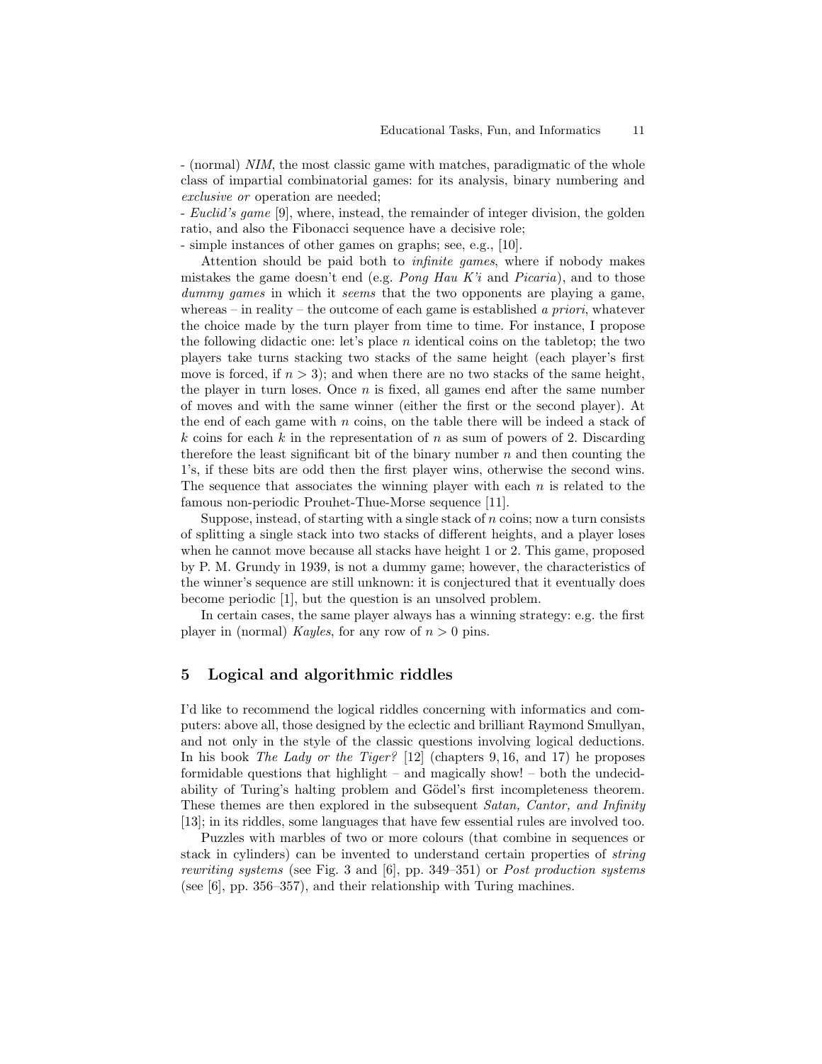- (normal) *NIM*, the most classic game with matches, paradigmatic of the whole class of impartial combinatorial games: for its analysis, binary numbering and *exclusive or* operation are needed;
- *Euclid's game* [9], where, instead, the remainder of integer division, the golden ratio, and also the Fibonacci sequence have a decisive role;
- simple instances of other games on graphs; see, e.g., [10].

Attention should be paid both to *infinite games*, where if nobody makes mistakes the game doesn't end (e.g. *Pong Hau K'i* and *Picaria*), and to those *dummy games* in which it *seems* that the two opponents are playing a game, whereas – in reality – the outcome of each game is established *a priori*, whatever the choice made by the turn player from time to time. For instance, I propose the following didactic one: let's place $n$ identical coins on the tabletop; the two players take turns stacking two stacks of the same height (each player's first move is forced, if $n > 3$); and when there are no two stacks of the same height, the player in turn loses. Once $n$ is fixed, all games end after the same number of moves and with the same winner (either the first or the second player). At the end of each game with $n$ coins, on the table there will be indeed a stack of $k$ coins for each $k$ in the representation of $n$ as sum of powers of 2. Discarding therefore the least significant bit of the binary number $n$ and then counting the 1's, if these bits are odd then the first player wins, otherwise the second wins. The sequence that associates the winning player with each $n$ is related to the famous non-periodic Prouhet-Thue-Morse sequence [11].

Suppose, instead, of starting with a single stack of $n$ coins; now a turn consists of splitting a single stack into two stacks of different heights, and a player loses when he cannot move because all stacks have height 1 or 2. This game, proposed by P. M. Grundy in 1939, is not a dummy game; however, the characteristics of the winner's sequence are still unknown: it is conjectured that it eventually does become periodic [1], but the question is an unsolved problem.

In certain cases, the same player always has a winning strategy: e.g. the first player in (normal) *Kayles*, for any row of $n > 0$ pins.

## 5 Logical and algorithmic riddles

I'd like to recommend the logical riddles concerning with informatics and computers: above all, those designed by the eclectic and brilliant Raymond Smullyan, and not only in the style of the classic questions involving logical deductions. In his book *The Lady or the Tiger?* [12] (chapters 9, 16, and 17) he proposes formidable questions that highlight – and magically show! – both the undecidability of Turing's halting problem and Gödel's first incompleteness theorem. These themes are then explored in the subsequent *Satan, Cantor, and Infinity* [13]; in its riddles, some languages that have few essential rules are involved too.

Puzzles with marbles of two or more colours (that combine in sequences or stack in cylinders) can be invented to understand certain properties of *string rewriting systems* (see Fig. 3 and [6], pp. 349–351) or *Post production systems* (see [6], pp. 356–357), and their relationship with Turing machines.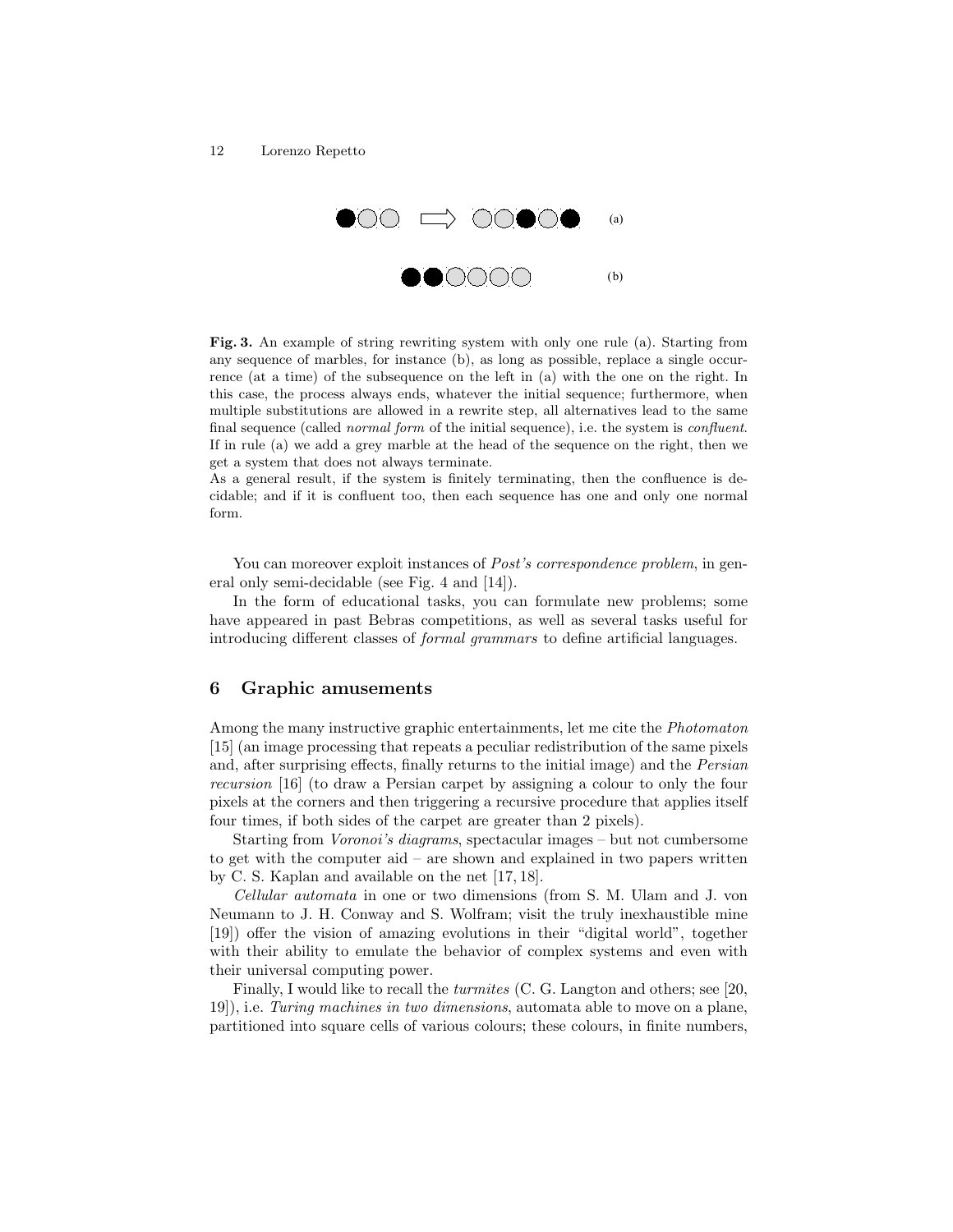**Fig. 3.** An example of string rewriting system with only one rule (a). Starting from any sequence of marbles, for instance (b), as long as possible, replace a single occurrence (at a time) of the subsequence on the left in (a) with the one on the right. In this case, the process always ends, whatever the initial sequence; furthermore, when multiple substitutions are allowed in a rewrite step, all alternatives lead to the same final sequence (called *normal form* of the initial sequence), i.e. the system is *confluent*. If in rule (a) we add a grey marble at the head of the sequence on the right, then we get a system that does not always terminate.
As a general result, if the system is finitely terminating, then the confluence is decidable; and if it is confluent too, then each sequence has one and only one normal form.

You can moreover exploit instances of *Post's correspondence problem*, in general only semi-decidable (see Fig. 4 and [14]).

In the form of educational tasks, you can formulate new problems; some have appeared in past Bebras competitions, as well as several tasks useful for introducing different classes of *formal grammars* to define artificial languages.

## 6 Graphic amusements

Among the many instructive graphic entertainments, let me cite the *Photomaton* [15] (an image processing that repeats a peculiar redistribution of the same pixels and, after surprising effects, finally returns to the initial image) and the *Persian recursion* [16] (to draw a Persian carpet by assigning a colour to only the four pixels at the corners and then triggering a recursive procedure that applies itself four times, if both sides of the carpet are greater than 2 pixels).

Starting from *Voronoi's diagrams*, spectacular images – but not cumbersome to get with the computer aid – are shown and explained in two papers written by C. S. Kaplan and available on the net [17, 18].

*Cellular automata* in one or two dimensions (from S. M. Ulam and J. von Neumann to J. H. Conway and S. Wolfram; visit the truly inexhaustible mine [19]) offer the vision of amazing evolutions in their "digital world", together with their ability to emulate the behavior of complex systems and even with their universal computing power.

Finally, I would like to recall the *turmites* (C. G. Langton and others; see [20, 19]), i.e. *Turing machines in two dimensions*, automata able to move on a plane, partitioned into square cells of various colours; these colours, in finite numbers,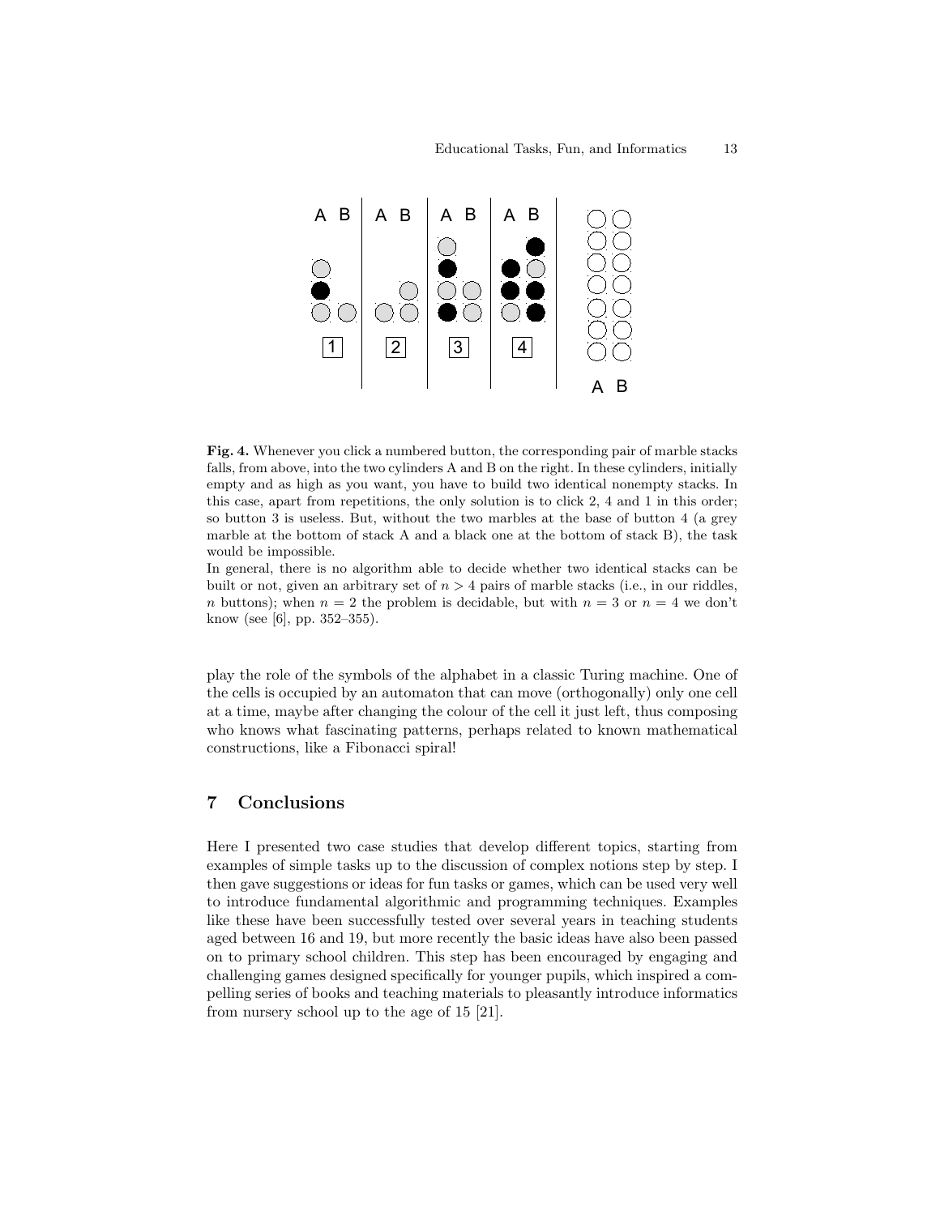**Fig. 4.** Whenever you click a numbered button, the corresponding pair of marble stacks falls, from above, into the two cylinders A and B on the right. In these cylinders, initially empty and as high as you want, you have to build two identical nonempty stacks. In this case, apart from repetitions, the only solution is to click 2, 4 and 1 in this order; so button 3 is useless. But, without the two marbles at the base of button 4 (a grey marble at the bottom of stack A and a black one at the bottom of stack B), the task would be impossible.
In general, there is no algorithm able to decide whether two identical stacks can be built or not, given an arbitrary set of $n > 4$ pairs of marble stacks (i.e., in our riddles, $n$ buttons); when $n = 2$ the problem is decidable, but with $n = 3$ or $n = 4$ we don't know (see [6], pp. 352–355).

play the role of the symbols of the alphabet in a classic Turing machine. One of the cells is occupied by an automaton that can move (orthogonally) only one cell at a time, maybe after changing the colour of the cell it just left, thus composing who knows what fascinating patterns, perhaps related to known mathematical constructions, like a Fibonacci spiral!

## 7 Conclusions

Here I presented two case studies that develop different topics, starting from examples of simple tasks up to the discussion of complex notions step by step. I then gave suggestions or ideas for fun tasks or games, which can be used very well to introduce fundamental algorithmic and programming techniques. Examples like these have been successfully tested over several years in teaching students aged between 16 and 19, but more recently the basic ideas have also been passed on to primary school children. This step has been encouraged by engaging and challenging games designed specifically for younger pupils, which inspired a compelling series of books and teaching materials to pleasantly introduce informatics from nursery school up to the age of 15 [21].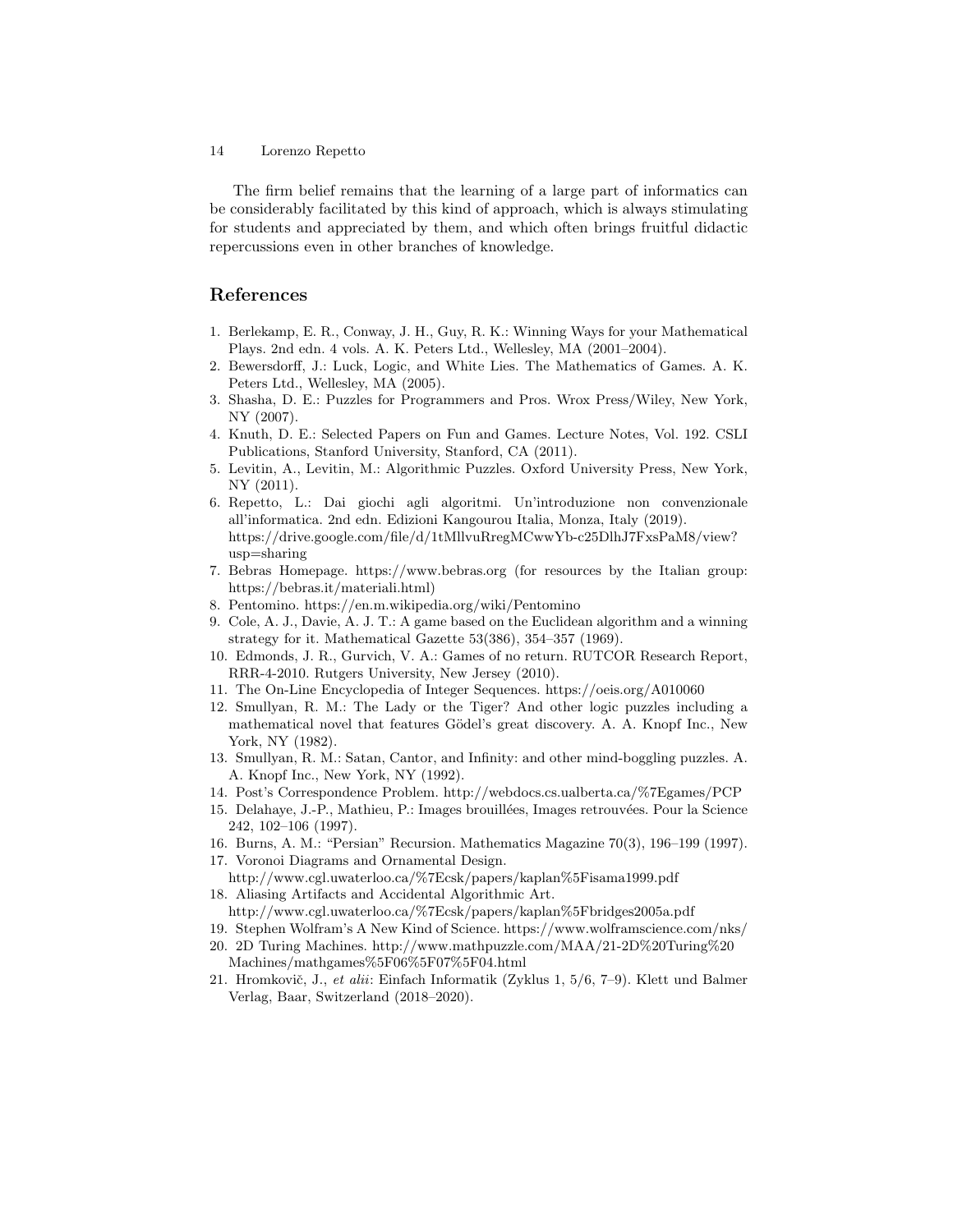The firm belief remains that the learning of a large part of informatics can be considerably facilitated by this kind of approach, which is always stimulating for students and appreciated by them, and which often brings fruitful didactic repercussions even in other branches of knowledge.

## References

1. Berlekamp, E. R., Conway, J. H., Guy, R. K.: Winning Ways for your Mathematical Plays. 2nd edn. 4 vols. A. K. Peters Ltd., Wellesley, MA (2001–2004).
2. Bewersdorff, J.: Luck, Logic, and White Lies. The Mathematics of Games. A. K. Peters Ltd., Wellesley, MA (2005).
3. Shasha, D. E.: Puzzles for Programmers and Pros. Wrox Press/Wiley, New York, NY (2007).
4. Knuth, D. E.: Selected Papers on Fun and Games. Lecture Notes, Vol. 192. CSLI Publications, Stanford University, Stanford, CA (2011).
5. Levitin, A., Levitin, M.: Algorithmic Puzzles. Oxford University Press, New York, NY (2011).
6. Repetto, L.: Dai giochi agli algoritmi. Un'introduzione non convenzionale all'informatica. 2nd edn. Edizioni Kangourou Italia, Monza, Italy (2019). https://drive.google.com/file/d/1tMllvuRregMCwwYb-c25DlhJ7FxsPaM8/view?usp=sharing
7. Bebras Homepage. https://www.bebras.org (for resources by the Italian group: https://bebras.it/materiali.html)
8. Pentomino. https://en.m.wikipedia.org/wiki/Pentomino
9. Cole, A. J., Davie, A. J. T.: A game based on the Euclidean algorithm and a winning strategy for it. Mathematical Gazette 53(386), 354–357 (1969).
10. Edmonds, J. R., Gurvich, V. A.: Games of no return. RUTCOR Research Report, RRR-4-2010. Rutgers University, New Jersey (2010).
11. The On-Line Encyclopedia of Integer Sequences. https://oeis.org/A010060
12. Smullyan, R. M.: The Lady or the Tiger? And other logic puzzles including a mathematical novel that features Gödel's great discovery. A. A. Knopf Inc., New York, NY (1982).
13. Smullyan, R. M.: Satan, Cantor, and Infinity: and other mind-boggling puzzles. A. A. Knopf Inc., New York, NY (1992).
14. Post's Correspondence Problem. http://webdocs.cs.ualberta.ca/%7Egames/PCP
15. Delahaye, J.-P., Mathieu, P.: Images brouillées, Images retrouvées. Pour la Science 242, 102–106 (1997).
16. Burns, A. M.: "Persian" Recursion. Mathematics Magazine 70(3), 196–199 (1997).
17. Voronoi Diagrams and Ornamental Design. http://www.cgl.uwaterloo.ca/%7Ecsk/papers/kaplan%5Fisama1999.pdf
18. Aliasing Artifacts and Accidental Algorithmic Art. http://www.cgl.uwaterloo.ca/%7Ecsk/papers/kaplan%5Fbridges2005a.pdf
19. Stephen Wolfram's A New Kind of Science. https://www.wolframscience.com/nks/
20. 2D Turing Machines. http://www.mathpuzzle.com/MAA/21-2D%20Turing%20Machines/mathgames%5F06%5F07%5F04.html
21. Hromkovič, J., *et alii*: Einfach Informatik (Zyklus 1, 5/6, 7–9). Klett und Balmer Verlag, Baar, Switzerland (2018–2020).